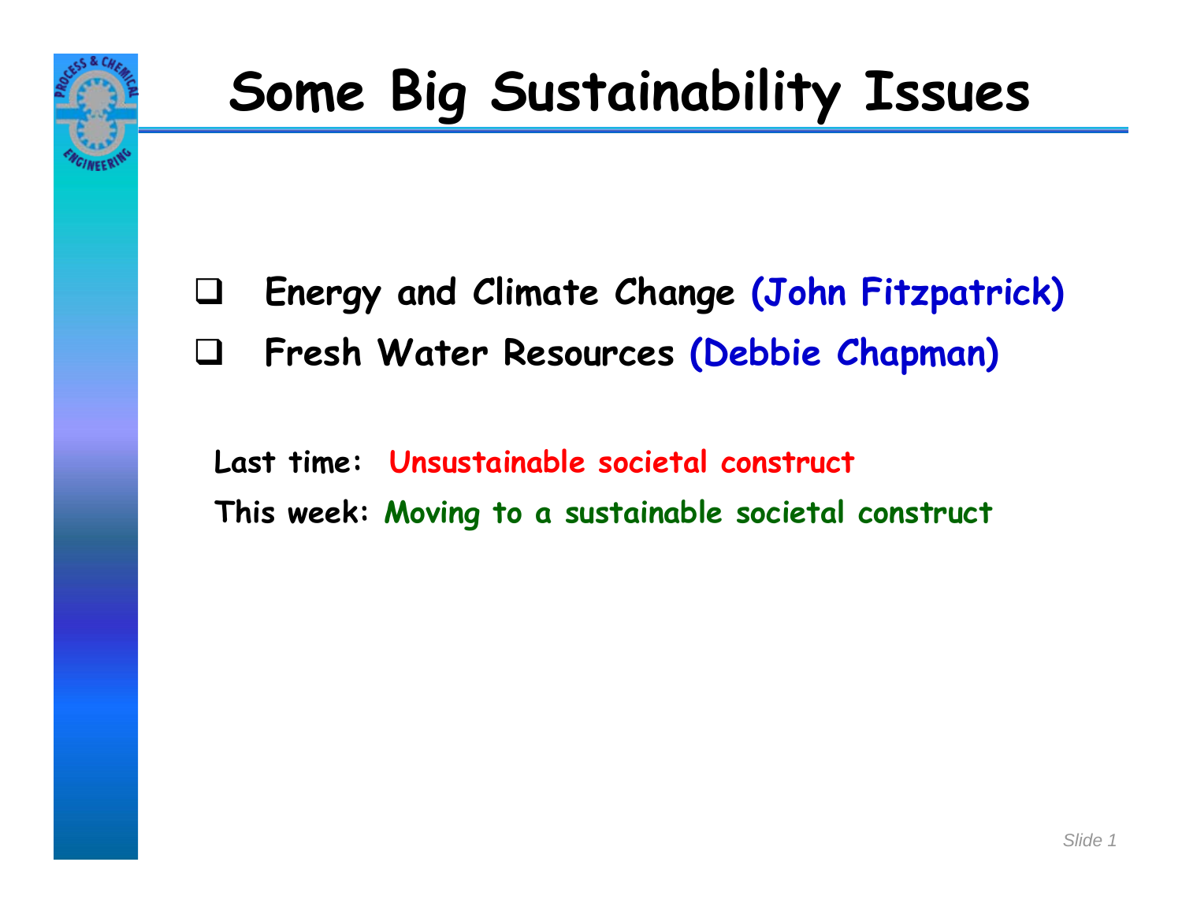# Some Big Sustainability Issues

- Energy and Climate Change (John Fitzpatrick)
- Fresh Water Resources (Debbie Chapman)

**Last time:** Unsustainable societal construct

**This week:** Moving to a sustainable societal construct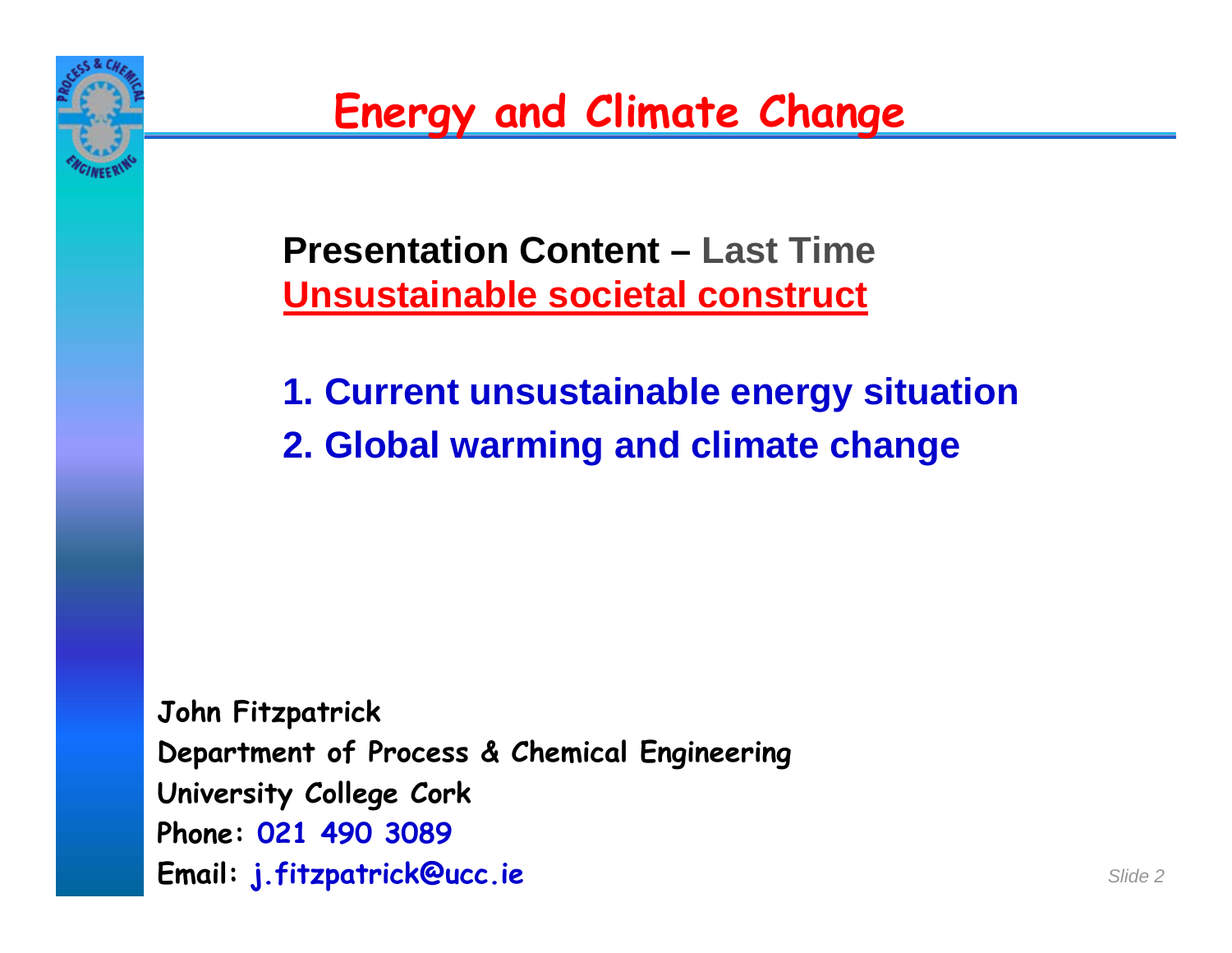# Energy and Climate Change

**Presentation Content – Last Time**
**Unsustainable societal construct**

1. **Current unsustainable energy situation**
2. **Global warming and climate change**

**John Fitzpatrick**
**Department of Process & Chemical Engineering**
**University College Cork**
**Phone: 021 490 3089**
**Email: j.fitzpatrick@ucc.ie**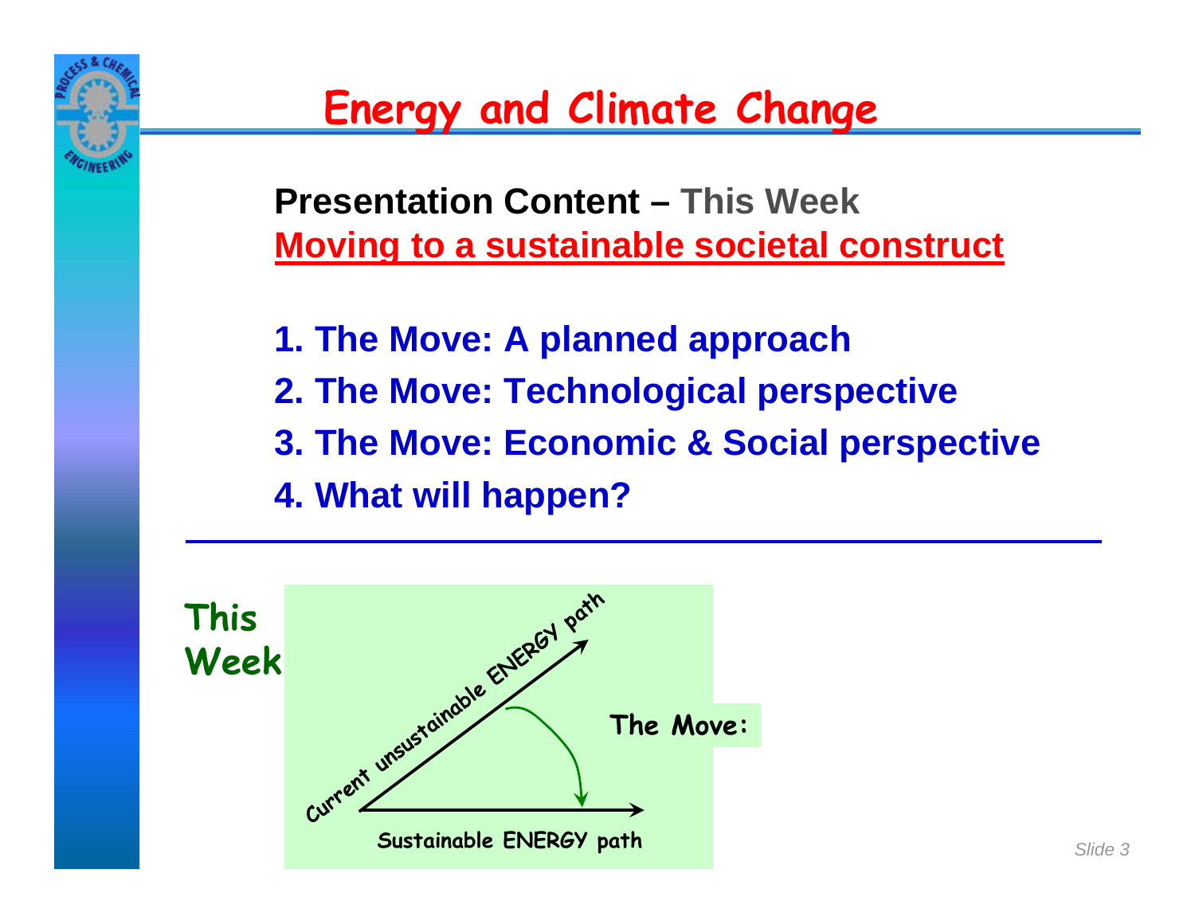# Energy and Climate Change

**Presentation Content – This Week**

**Moving to a sustainable societal construct**

1. **The Move: A planned approach**
2. **The Move: Technological perspective**
3. **The Move: Economic & Social perspective**
4. **What will happen?**

---

**This Week**

Current unsustainable ENERGY path

The Move:

Sustainable ENERGY path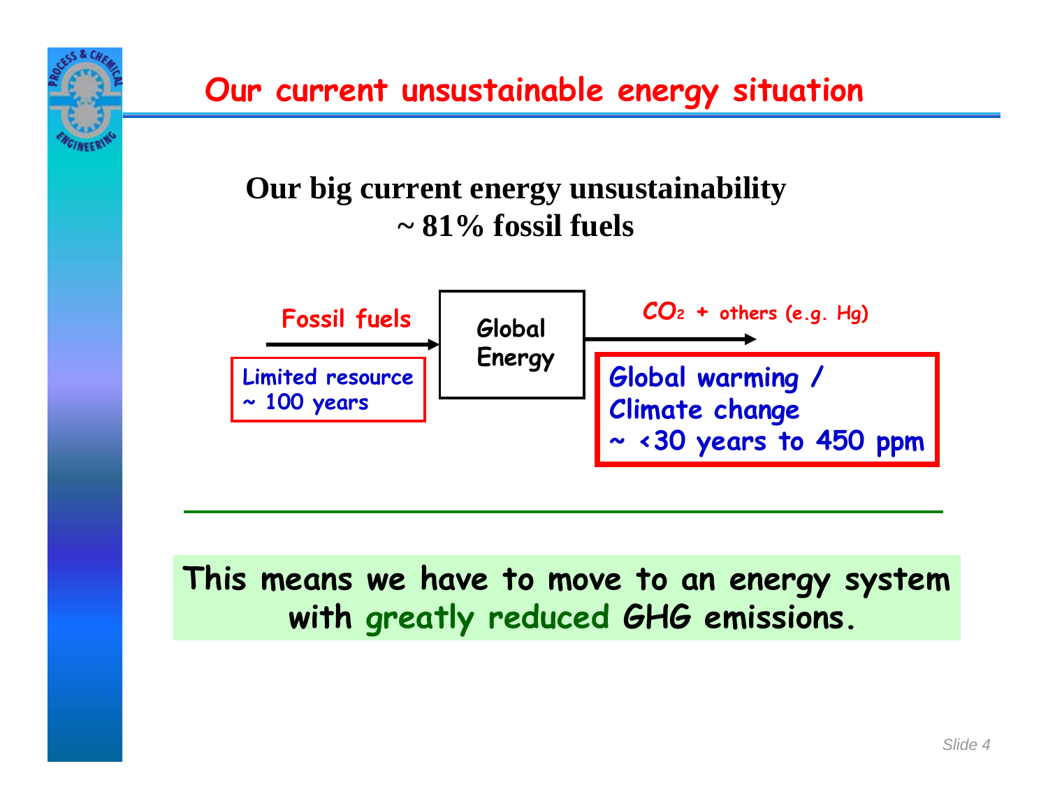# Our current unsustainable energy situation

**Our big current energy unsustainability**
**~ 81% fossil fuels**

Fossil fuels → Global Energy → $CO_2$ + others (e.g. Hg)

Limited resource
~ 100 years

Global warming /
Climate change
~ <30 years to 450 ppm

---

**This means we have to move to an energy system with greatly reduced GHG emissions.**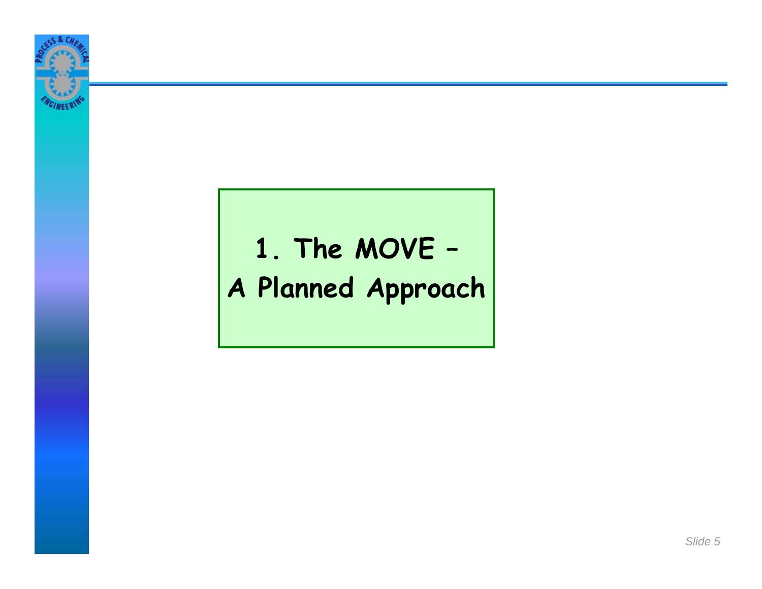# 1. The MOVE – A Planned Approach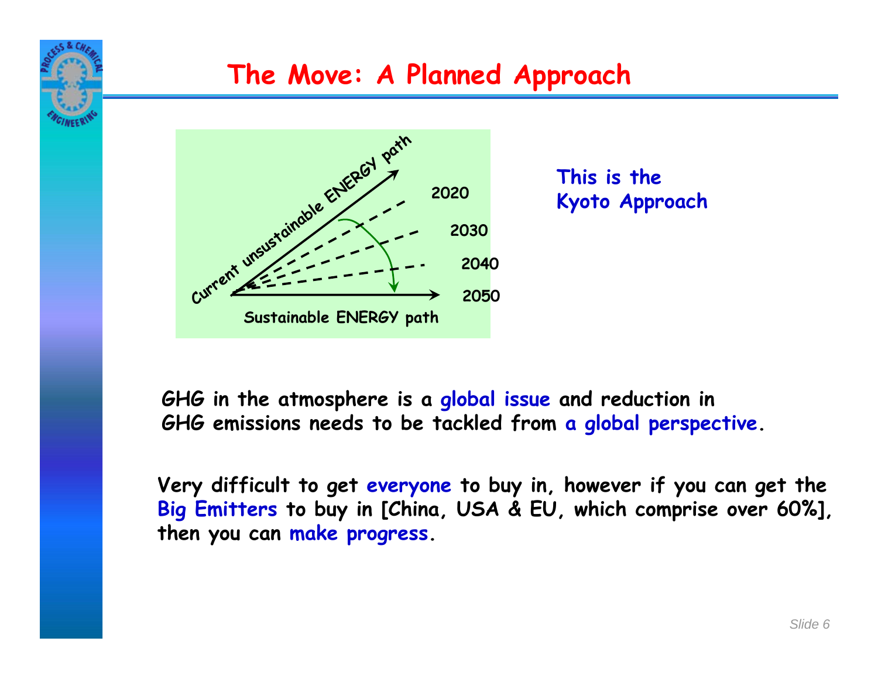# The Move: A Planned Approach

Current unsustainable ENERGY path

2020

2030

2040

2050

Sustainable ENERGY path

This is the Kyoto Approach

**GHG in the atmosphere is a global issue and reduction in GHG emissions needs to be tackled from a global perspective.**

**Very difficult to get everyone to buy in, however if you can get the Big Emitters to buy in [China, USA & EU, which comprise over 60%], then you can make progress.**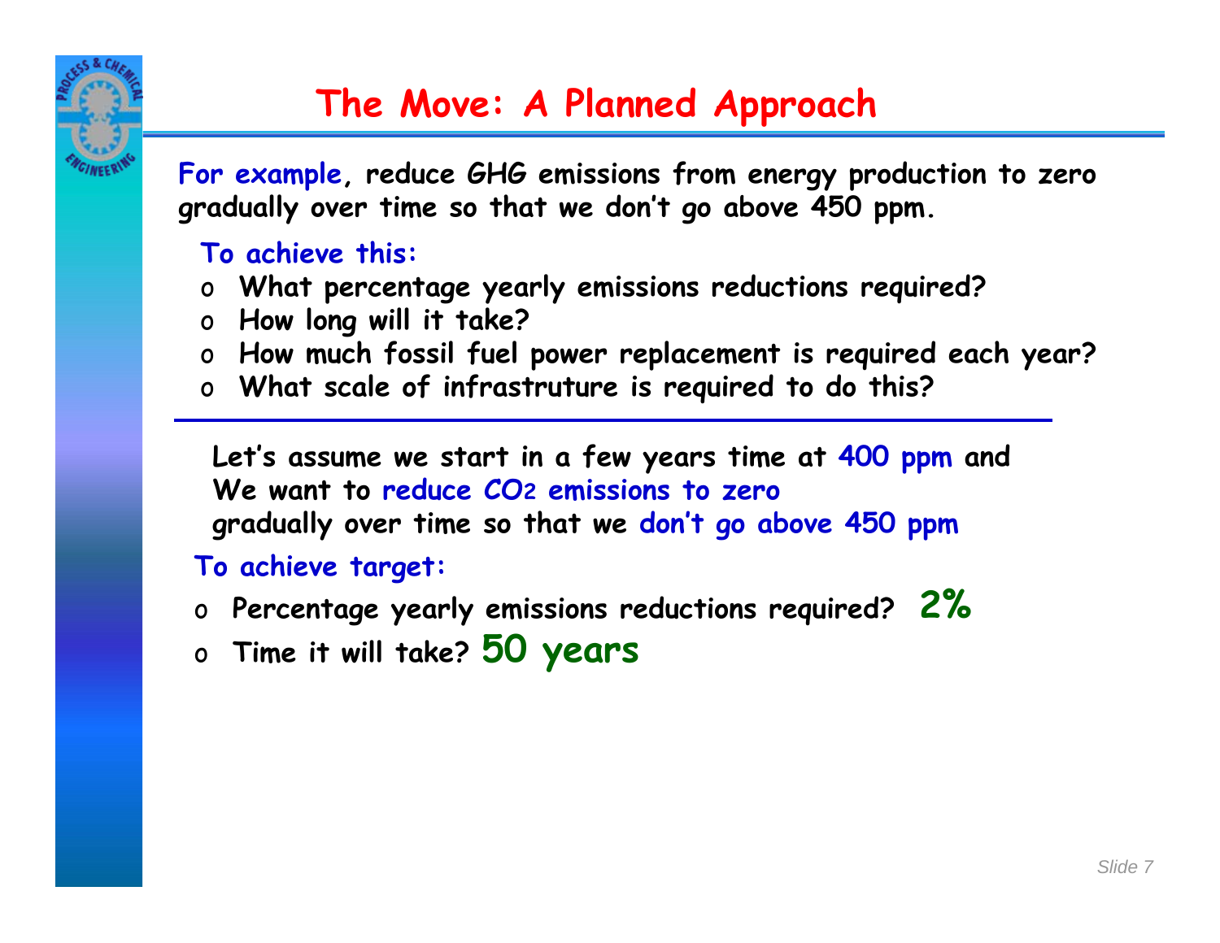# The Move: A Planned Approach

**For example, reduce GHG emissions from energy production to zero gradually over time so that we don't go above 450 ppm.**

**To achieve this:**

- **What percentage yearly emissions reductions required?**
- **How long will it take?**
- **How much fossil fuel power replacement is required each year?**
- **What scale of infrastruture is required to do this?**

---

**Let's assume we start in a few years time at 400 ppm and We want to reduce $CO_2$ emissions to zero gradually over time so that we don't go above 450 ppm**

**To achieve target:**

- **Percentage yearly emissions reductions required? 2%**
- **Time it will take? 50 years**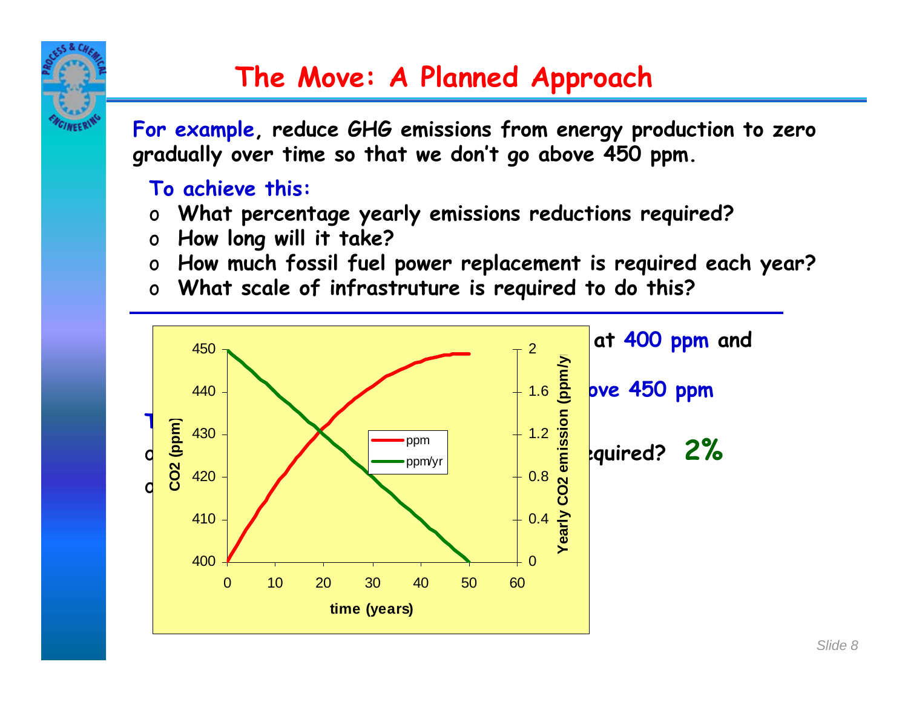# The Move: A Planned Approach

**For example, reduce GHG emissions from energy production to zero gradually over time so that we don't go above 450 ppm.**

**To achieve this:**

- **What percentage yearly emissions reductions required?**
- **How long will it take?**
- **How much fossil fuel power replacement is required each year?**
- **What scale of infrastruture is required to do this?**

---

**at 400 ppm and**

**ove 450 ppm**

**T**

**o ...equired? 2%**

**o**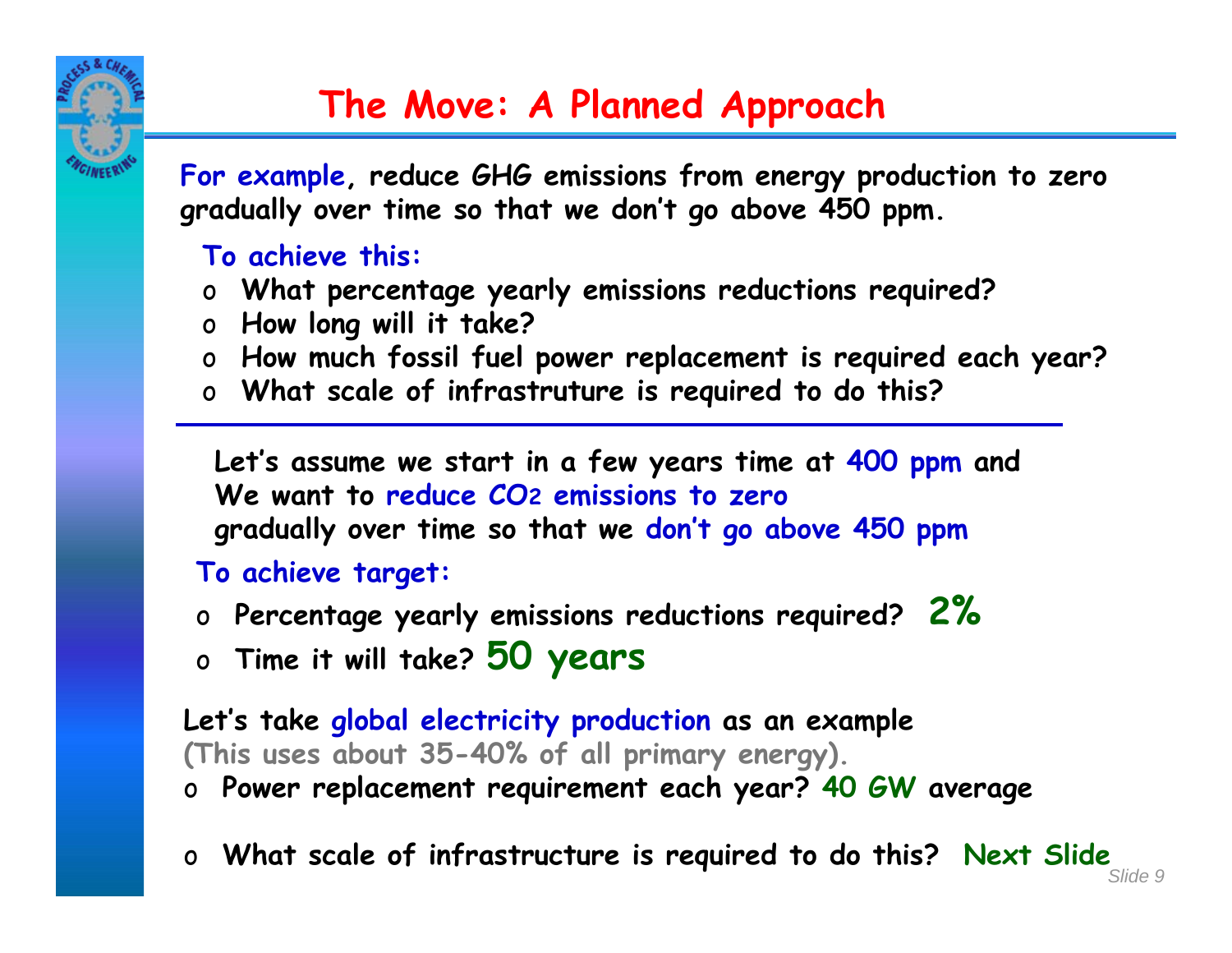# The Move: A Planned Approach

**For example, reduce GHG emissions from energy production to zero gradually over time so that we don't go above 450 ppm.**

**To achieve this:**

- **What percentage yearly emissions reductions required?**
- **How long will it take?**
- **How much fossil fuel power replacement is required each year?**
- **What scale of infrastruture is required to do this?**

---

**Let's assume we start in a few years time at 400 ppm and We want to reduce $CO_2$ emissions to zero gradually over time so that we don't go above 450 ppm**

**To achieve target:**

- **Percentage yearly emissions reductions required? 2%**
- **Time it will take? 50 years**

**Let's take global electricity production as an example**
(This uses about 35-40% of all primary energy).

- **Power replacement requirement each year? 40 GW average**
- **What scale of infrastructure is required to do this? Next Slide**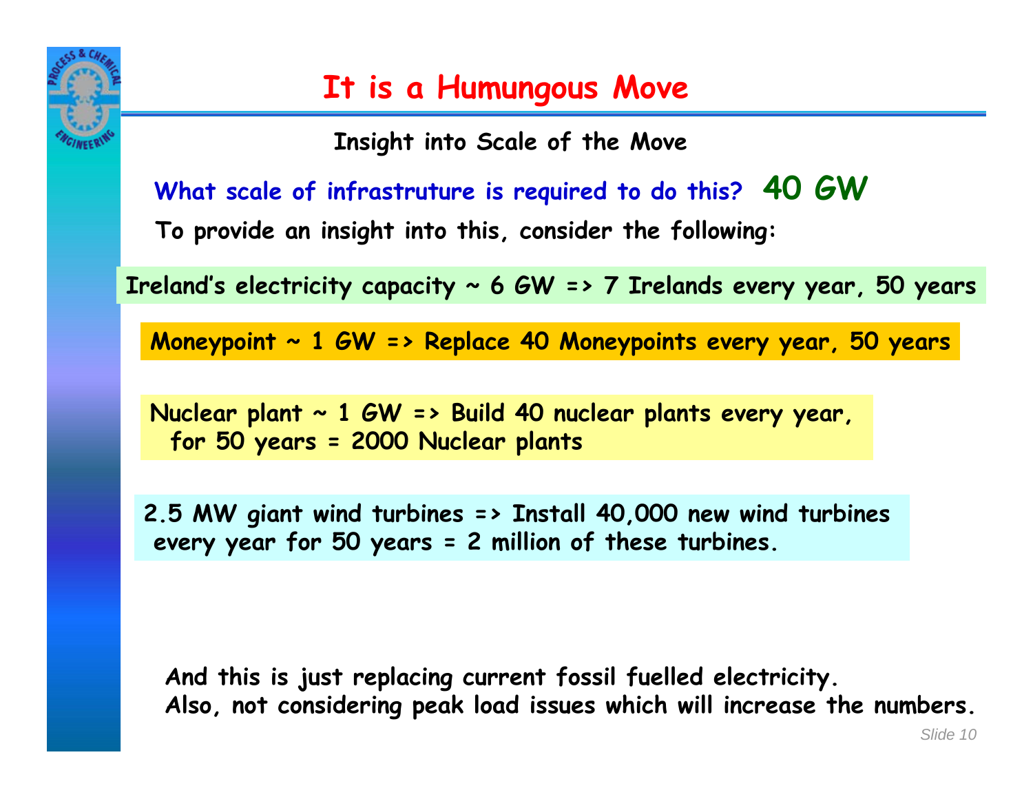# It is a Humungous Move

**Insight into Scale of the Move**

**What scale of infrastruture is required to do this? 40 GW**

**To provide an insight into this, consider the following:**

**Ireland's electricity capacity ~ 6 GW => 7 Irelands every year, 50 years**

**Moneypoint ~ 1 GW => Replace 40 Moneypoints every year, 50 years**

**Nuclear plant ~ 1 GW => Build 40 nuclear plants every year, for 50 years = 2000 Nuclear plants**

**2.5 MW giant wind turbines => Install 40,000 new wind turbines every year for 50 years = 2 million of these turbines.**

**And this is just replacing current fossil fuelled electricity.**
**Also, not considering peak load issues which will increase the numbers.**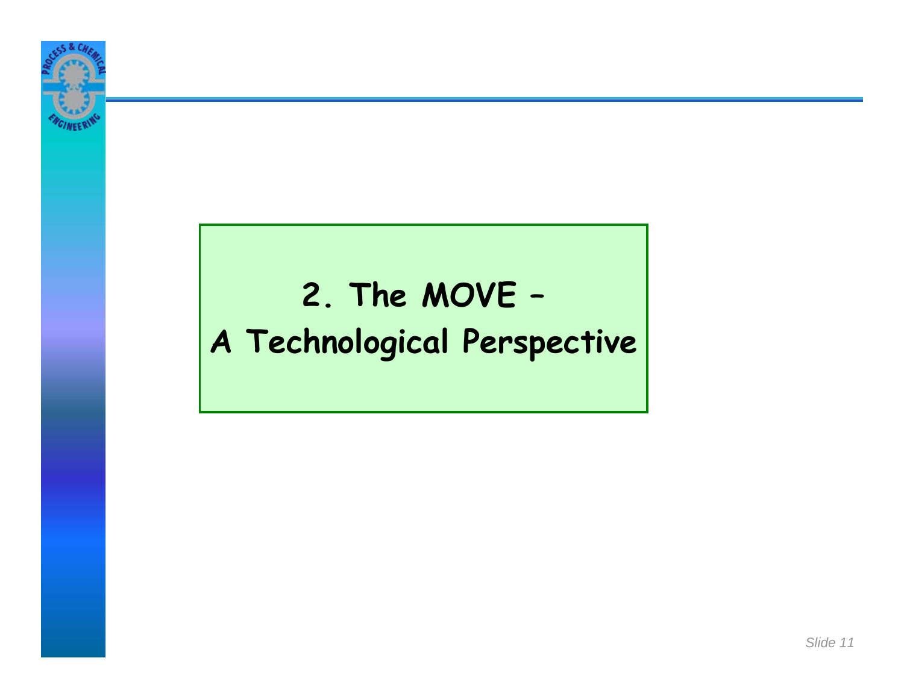# 2. The MOVE – A Technological Perspective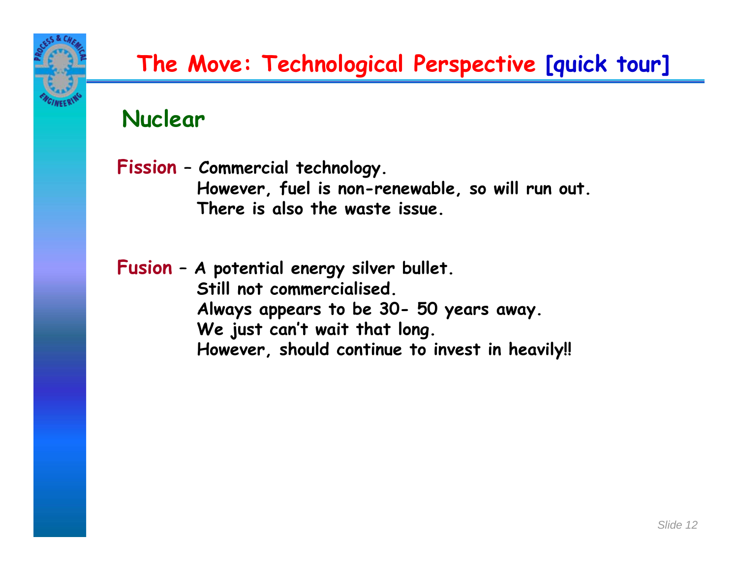# The Move: Technological Perspective [quick tour]

## Nuclear

**Fission** – **Commercial technology.**
**However, fuel is non-renewable, so will run out.**
**There is also the waste issue.**

**Fusion** – **A potential energy silver bullet.**
**Still not commercialised.**
**Always appears to be 30- 50 years away.**
**We just can't wait that long.**
**However, should continue to invest in heavily!!**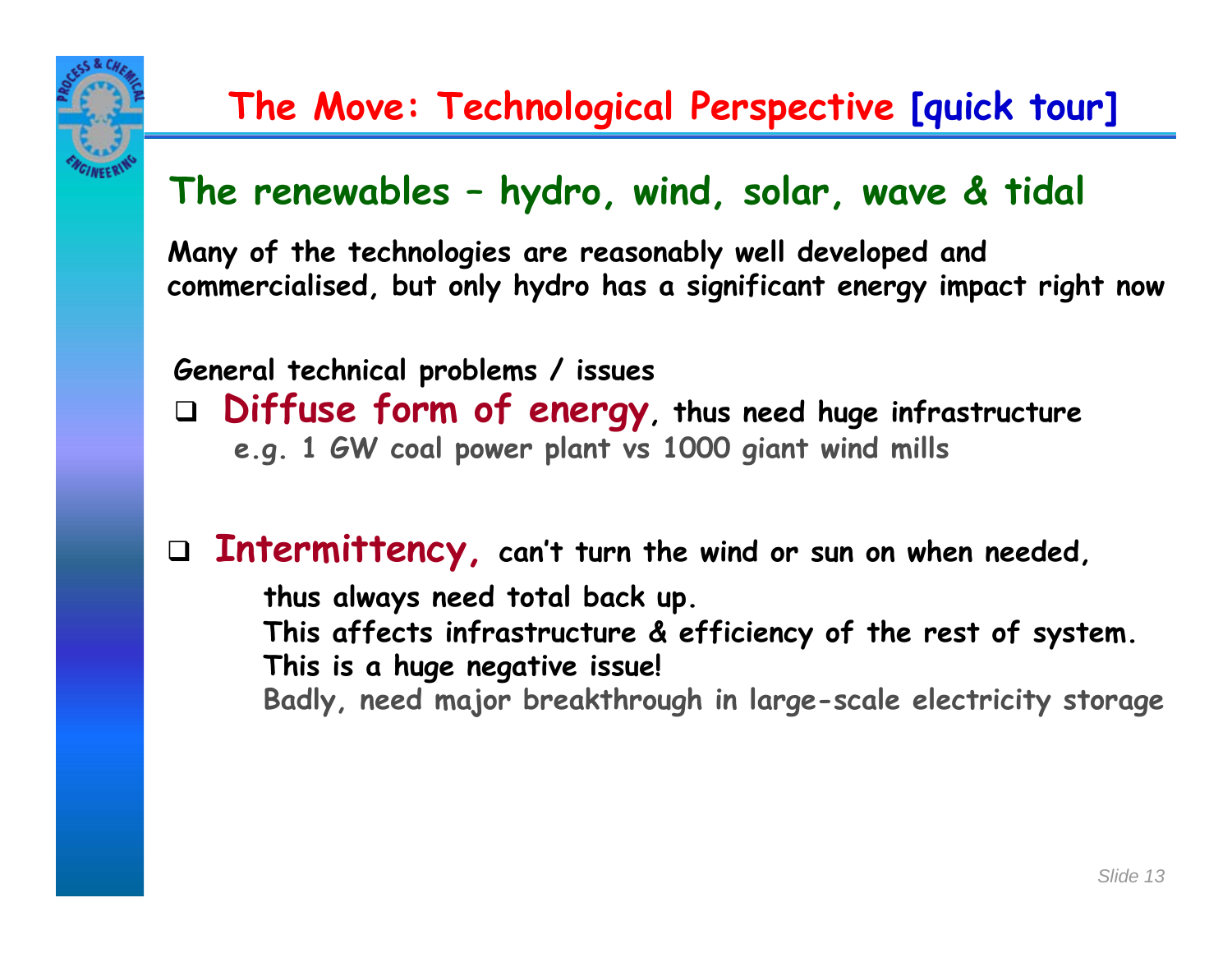# The Move: Technological Perspective [quick tour]

## The renewables – hydro, wind, solar, wave & tidal

**Many of the technologies are reasonably well developed and commercialised, but only hydro has a significant energy impact right now**

**General technical problems / issues**

- **Diffuse form of energy**, **thus need huge infrastructure**
  e.g. 1 GW coal power plant vs 1000 giant wind mills

- **Intermittency,** **can't turn the wind or sun on when needed,**
  **thus always need total back up.**
  **This affects infrastructure & efficiency of the rest of system.**
  **This is a huge negative issue!**
  Badly, need major breakthrough in large-scale electricity storage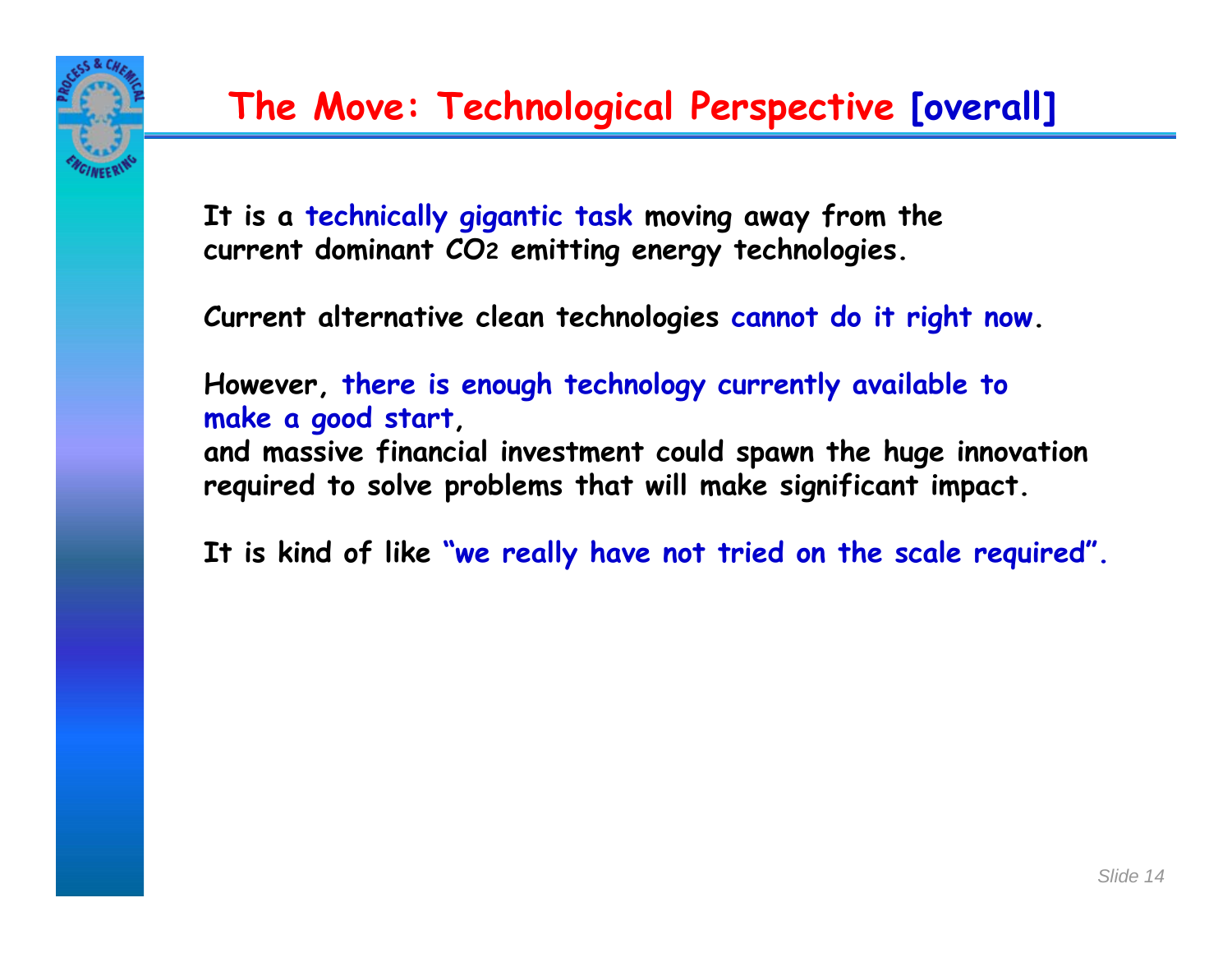# The Move: Technological Perspective [overall]

It is a technically gigantic task moving away from the current dominant $CO_2$ emitting energy technologies.

Current alternative clean technologies cannot do it right now.

However, there is enough technology currently available to make a good start,
and massive financial investment could spawn the huge innovation required to solve problems that will make significant impact.

It is kind of like "we really have not tried on the scale required".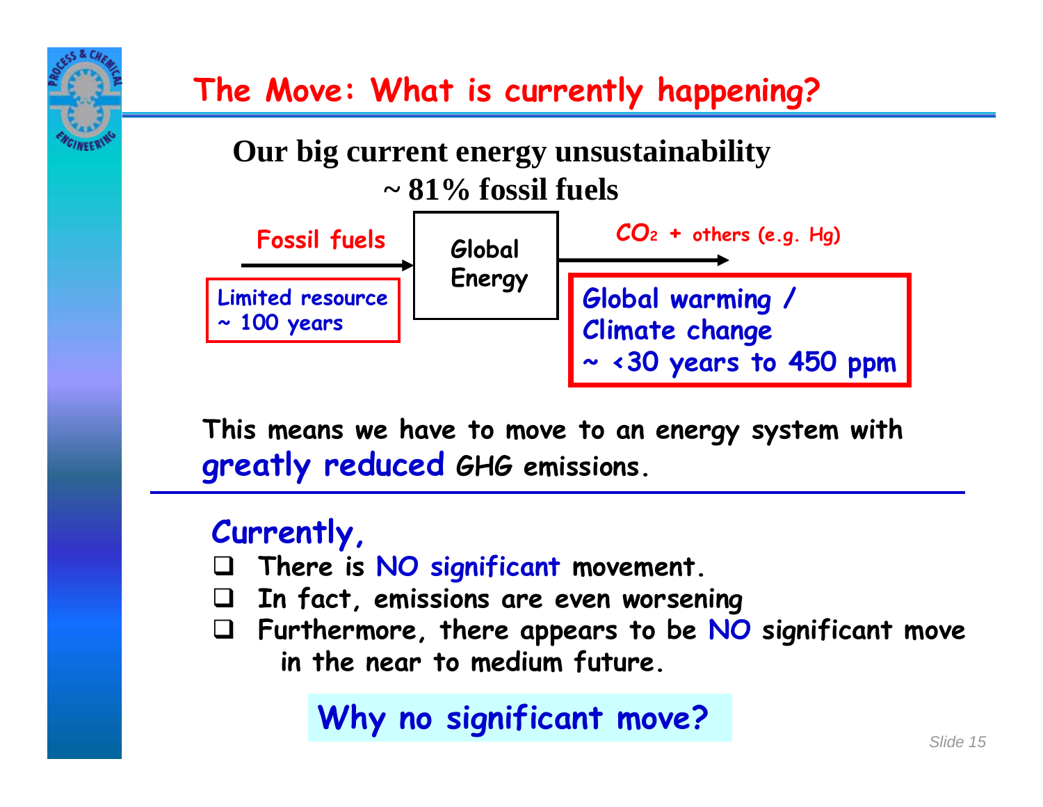# The Move: What is currently happening?

**Our big current energy unsustainability**
**~ 81% fossil fuels**

Fossil fuels → Global Energy → $CO_2$ + others (e.g. Hg)

Limited resource
~ 100 years

Global warming /
Climate change
~ <30 years to 450 ppm

This means we have to move to an energy system with **greatly reduced** GHG emissions.

## Currently,

- There is NO significant movement.
- In fact, emissions are even worsening
- Furthermore, there appears to be NO significant move in the near to medium future.

**Why no significant move?**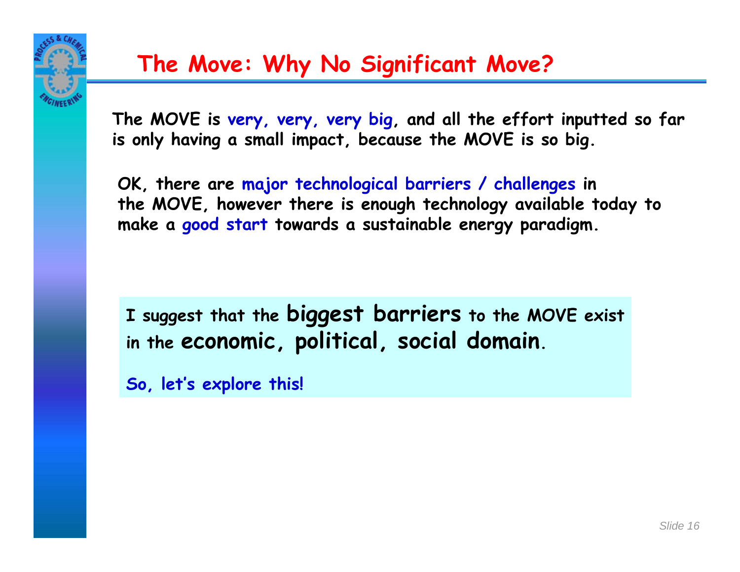# The Move: Why No Significant Move?

The MOVE is very, very, very big, and all the effort inputted so far is only having a small impact, because the MOVE is so big.

OK, there are major technological barriers / challenges in the MOVE, however there is enough technology available today to make a good start towards a sustainable energy paradigm.

I suggest that the **biggest barriers** to the MOVE exist in the **economic, political, social domain**.

So, let's explore this!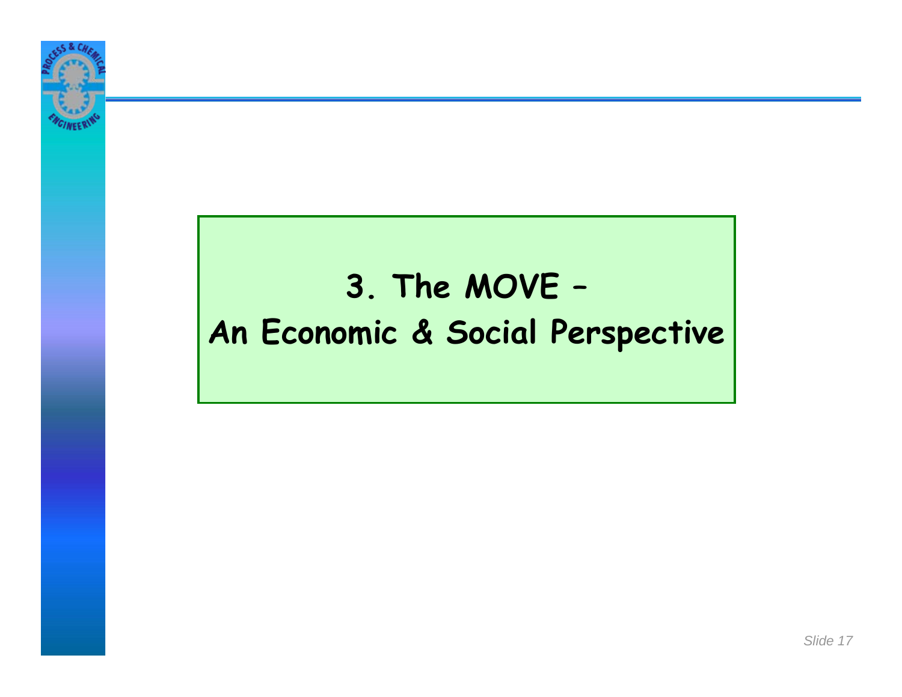# 3. The MOVE – An Economic & Social Perspective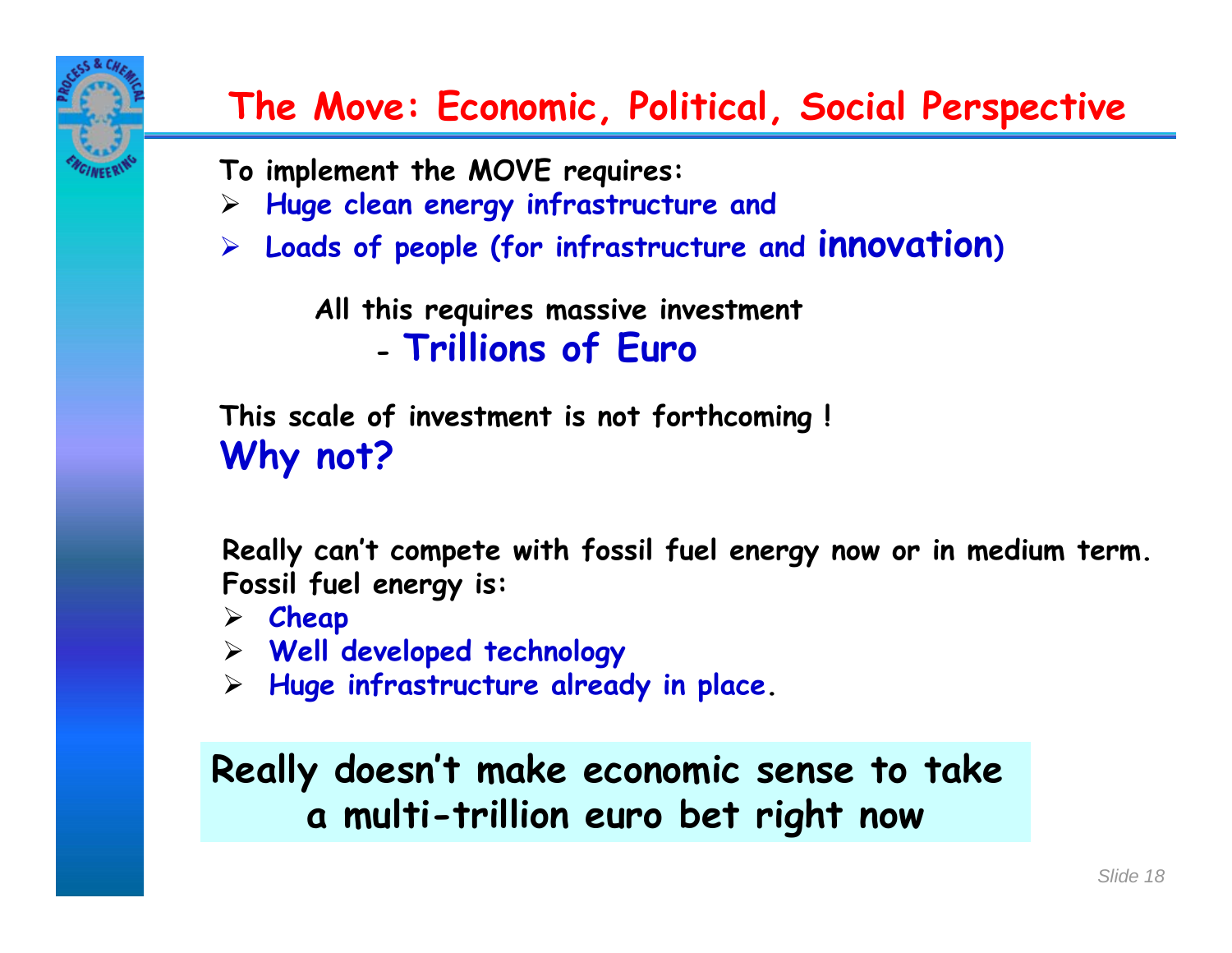# The Move: Economic, Political, Social Perspective

To implement the MOVE requires:

- Huge clean energy infrastructure and
- Loads of people (for infrastructure and **innovation**)

All this requires massive investment
- **Trillions of Euro**

This scale of investment is not forthcoming !

**Why not?**

Really can't compete with fossil fuel energy now or in medium term.
Fossil fuel energy is:

- Cheap
- Well developed technology
- Huge infrastructure already in place.

**Really doesn't make economic sense to take a multi-trillion euro bet right now**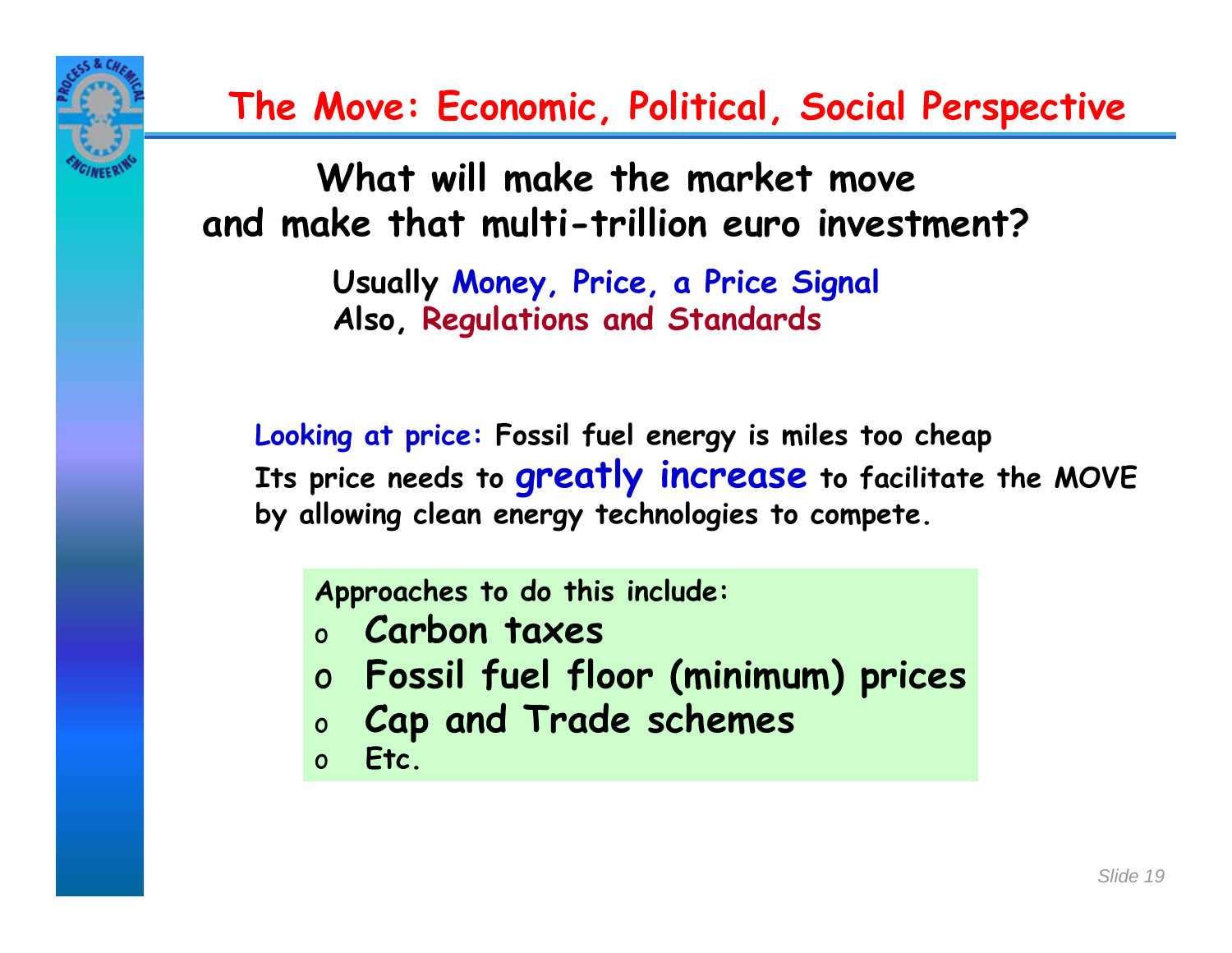# The Move: Economic, Political, Social Perspective

**What will make the market move and make that multi-trillion euro investment?**

**Usually Money, Price, a Price Signal**
**Also, Regulations and Standards**

**Looking at price:** Fossil fuel energy is miles too cheap
Its price needs to **greatly increase** to facilitate the MOVE by allowing clean energy technologies to compete.

Approaches to do this include:

- Carbon taxes
- Fossil fuel floor (minimum) prices
- Cap and Trade schemes
- Etc.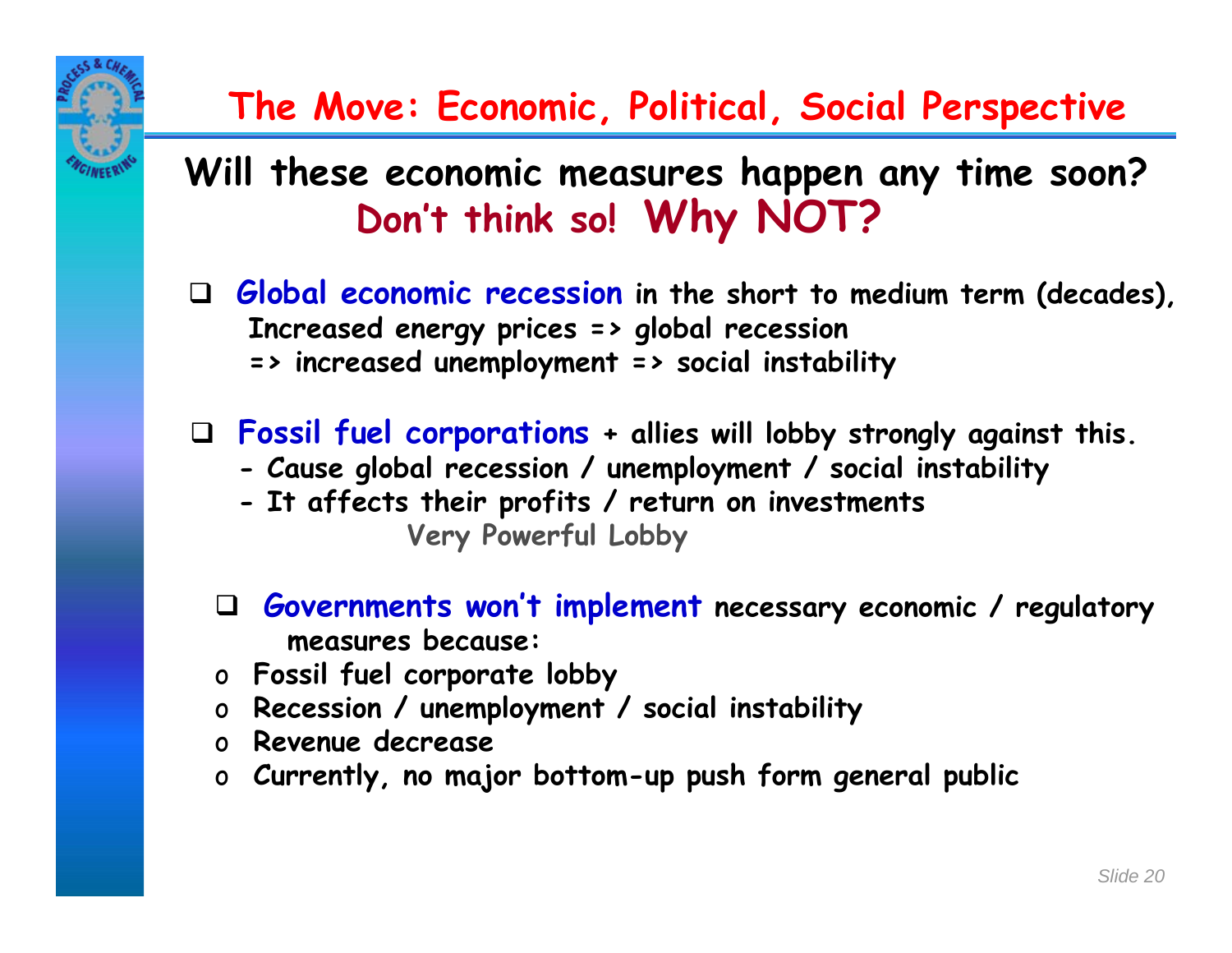# The Move: Economic, Political, Social Perspective

## Will these economic measures happen any time soon? Don't think so! Why NOT?

- **Global economic recession** in the short to medium term (decades),
  Increased energy prices => global recession
  => increased unemployment => social instability

- **Fossil fuel corporations** + allies will lobby strongly against this.
  - Cause global recession / unemployment / social instability
  - It affects their profits / return on investments

  Very Powerful Lobby

- **Governments won't implement** necessary economic / regulatory measures because:
  - Fossil fuel corporate lobby
  - Recession / unemployment / social instability
  - Revenue decrease
  - Currently, no major bottom-up push form general public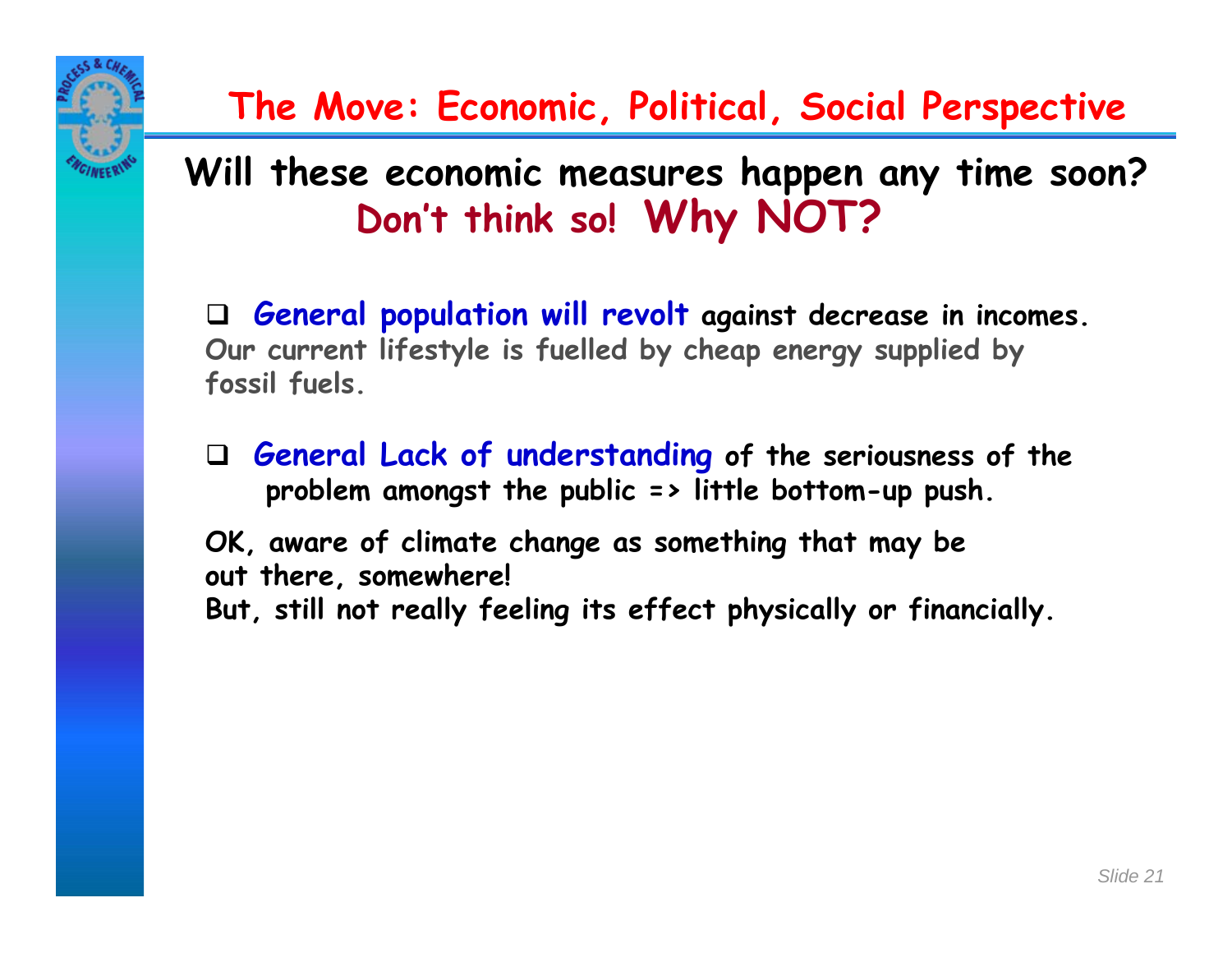# The Move: Economic, Political, Social Perspective

**Will these economic measures happen any time soon?**
**Don't think so! Why NOT?**

- **General population will revolt against decrease in incomes.**
  **Our current lifestyle is fuelled by cheap energy supplied by fossil fuels.**

- **General Lack of understanding of the seriousness of the problem amongst the public => little bottom-up push.**

**OK, aware of climate change as something that may be out there, somewhere!**
**But, still not really feeling its effect physically or financially.**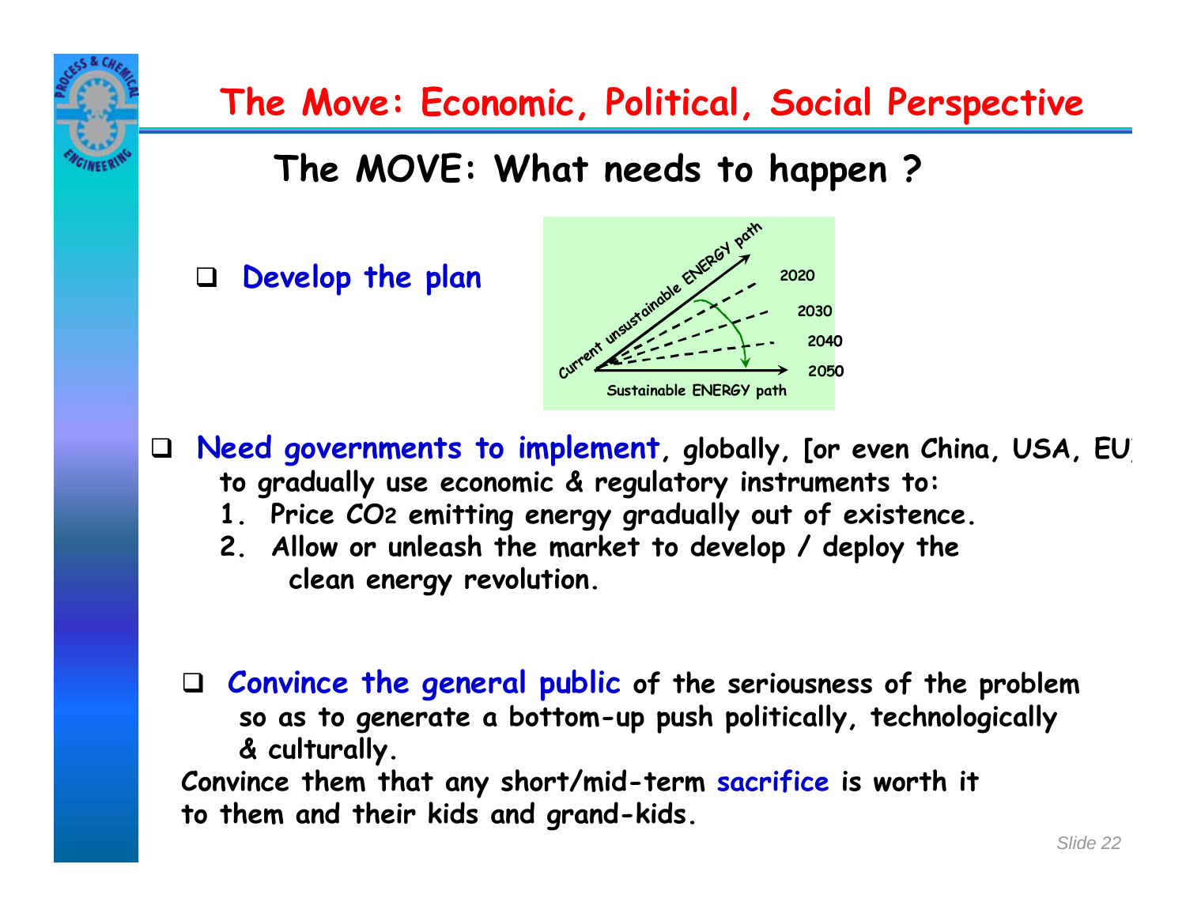# The Move: Economic, Political, Social Perspective

## The MOVE: What needs to happen ?

- Develop the plan

Current unsustainable ENERGY path

2020

2030

2040

2050

Sustainable ENERGY path

- Need governments to implement, globally, [or even China, USA, EU] to gradually use economic & regulatory instruments to:
  1. Price $CO_2$ emitting energy gradually out of existence.
  2. Allow or unleash the market to develop / deploy the clean energy revolution.

- Convince the general public of the seriousness of the problem so as to generate a bottom-up push politically, technologically & culturally.

Convince them that any short/mid-term sacrifice is worth it to them and their kids and grand-kids.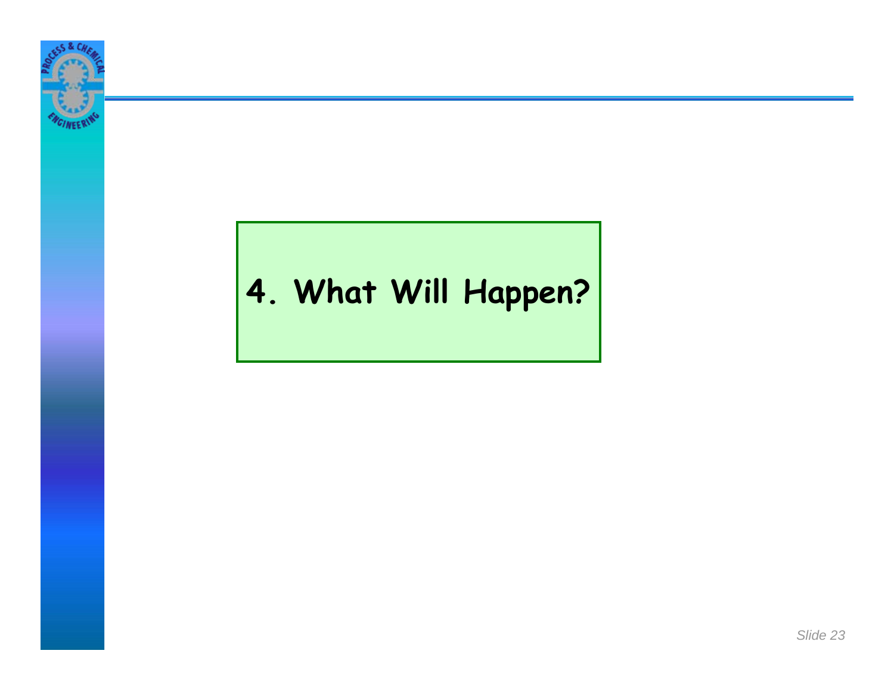# 4. What Will Happen?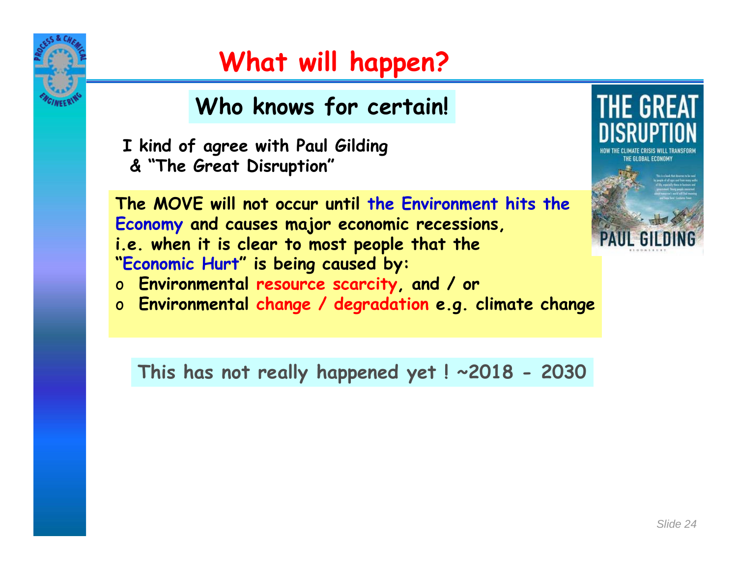# What will happen?

## Who knows for certain!

**I kind of agree with Paul Gilding & "The Great Disruption"**

**The MOVE will not occur until the Environment hits the Economy and causes major economic recessions, i.e. when it is clear to most people that the "Economic Hurt" is being caused by:**

- **Environmental resource scarcity, and / or**
- **Environmental change / degradation e.g. climate change**

**This has not really happened yet ! ~2018 - 2030**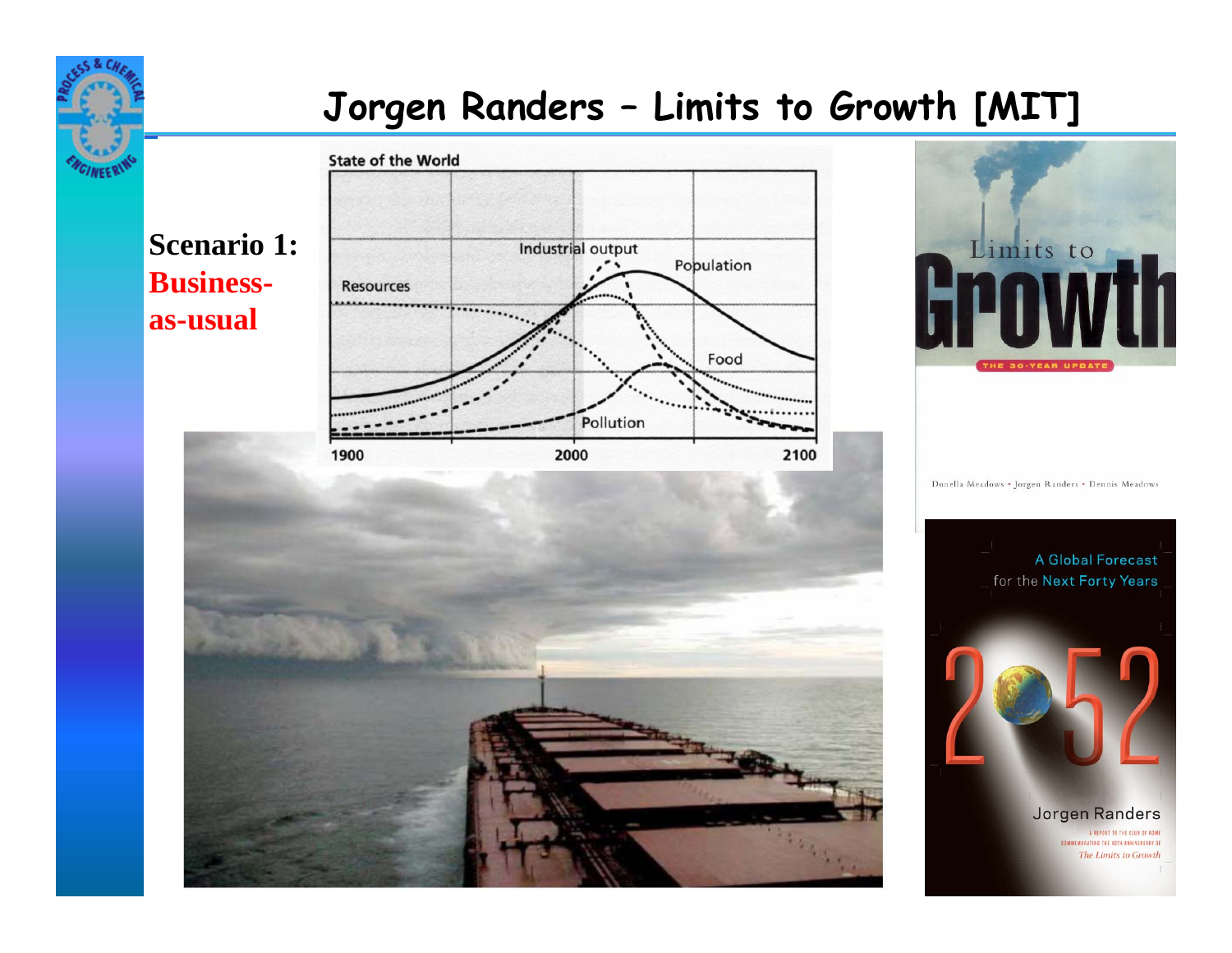# Jorgen Randers – Limits to Growth [MIT]

**Scenario 1:**
**Business-as-usual**

State of the World

Resources, Industrial output, Population, Food, Pollution

1900 — 2000 — 2100

Limits to Growth
THE 30-YEAR UPDATE
Donella Meadows • Jorgen Randers • Dennis Meadows

A Global Forecast for the Next Forty Years
2052
Jorgen Randers
A REPORT TO THE CLUB OF ROME COMMEMORATING THE 40TH ANNIVERSARY OF *The Limits to Growth*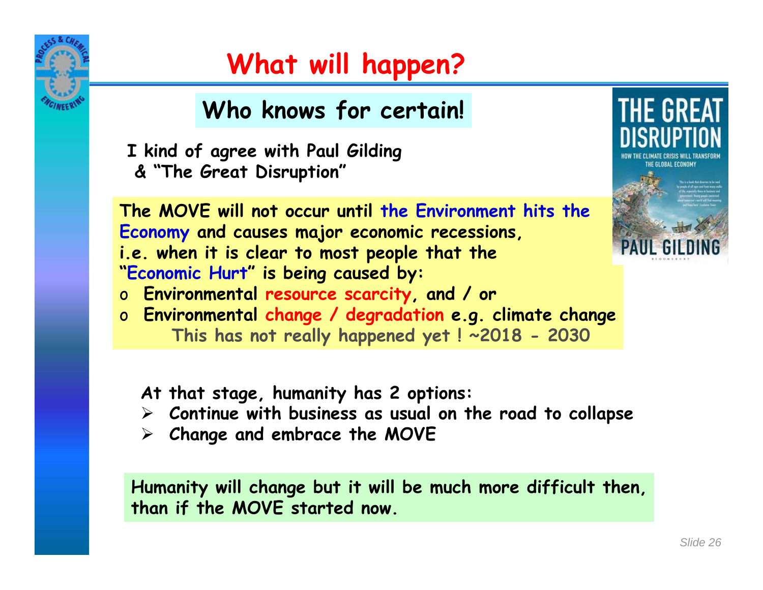# What will happen?

**Who knows for certain!**

**I kind of agree with Paul Gilding & "The Great Disruption"**

**The MOVE will not occur until the Environment hits the Economy and causes major economic recessions, i.e. when it is clear to most people that the "Economic Hurt" is being caused by:**

- **Environmental resource scarcity, and / or**
- **Environmental change / degradation e.g. climate change**

**This has not really happened yet ! ~2018 - 2030**

**At that stage, humanity has 2 options:**

- **Continue with business as usual on the road to collapse**
- **Change and embrace the MOVE**

**Humanity will change but it will be much more difficult then, than if the MOVE started now.**